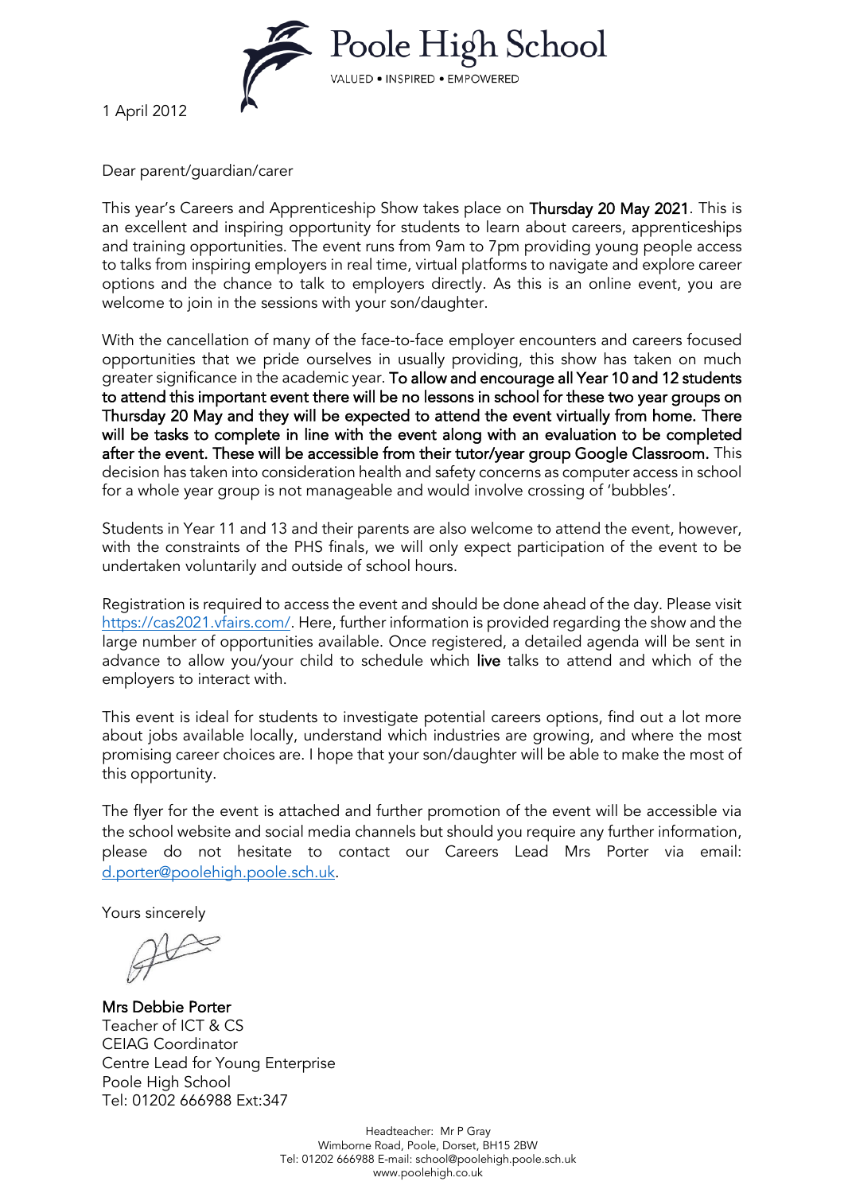# Poole High School

VALUED • INSPIRED • EMPOWERED

1 April 2012

Dear parent/guardian/carer

This year's Careers and Apprenticeship Show takes place on **Thursday 20 May 2021**. This is an excellent and inspiring opportunity for students to learn about careers, apprenticeships and training opportunities. The event runs from 9am to 7pm providing young people access to talks from inspiring employers in real time, virtual platforms to navigate and explore career options and the chance to talk to employers directly. As this is an online event, you are welcome to join in the sessions with your son/daughter.

With the cancellation of many of the face-to-face employer encounters and careers focused opportunities that we pride ourselves in usually providing, this show has taken on much greater significance in the academic year. **To allow and encourage all Year 10 and 12 students to attend this important event there will be no lessons in school for these two year groups on Thursday 20 May and they will be expected to attend the event virtually from home. There will be tasks to complete in line with the event along with an evaluation to be completed after the event. These will be accessible from their tutor/year group Google Classroom.** This decision has taken into consideration health and safety concerns as computer access in school for a whole year group is not manageable and would involve crossing of 'bubbles'.

Students in Year 11 and 13 and their parents are also welcome to attend the event, however, with the constraints of the PHS finals, we will only expect participation of the event to be undertaken voluntarily and outside of school hours.

Registration is required to access the event and should be done ahead of the day. Please visit [https://cas2021.vfairs.com/](https://cas2021.vfairs.com/). Here, further information is provided regarding the show and the large number of opportunities available. Once registered, a detailed agenda will be sent in advance to allow you/your child to schedule which **live** talks to attend and which of the employers to interact with.

This event is ideal for students to investigate potential careers options, find out a lot more about jobs available locally, understand which industries are growing, and where the most promising career choices are. I hope that your son/daughter will be able to make the most of this opportunity.

The flyer for the event is attached and further promotion of the event will be accessible via the school website and social media channels but should you require any further information, please do not hesitate to contact our Careers Lead Mrs Porter via email: [d.porter@poolehigh.poole.sch.uk](mailto:d.porter@poolehigh.poole.sch.uk).

Yours sincerely

**Mrs Debbie Porter**
Teacher of ICT & CS
CEIAG Coordinator
Centre Lead for Young Enterprise
Poole High School
Tel: 01202 666988 Ext:347

Headteacher: Mr P Gray
Wimborne Road, Poole, Dorset, BH15 2BW
Tel: 01202 666988 E-mail: school@poolehigh.poole.sch.uk
www.poolehigh.co.uk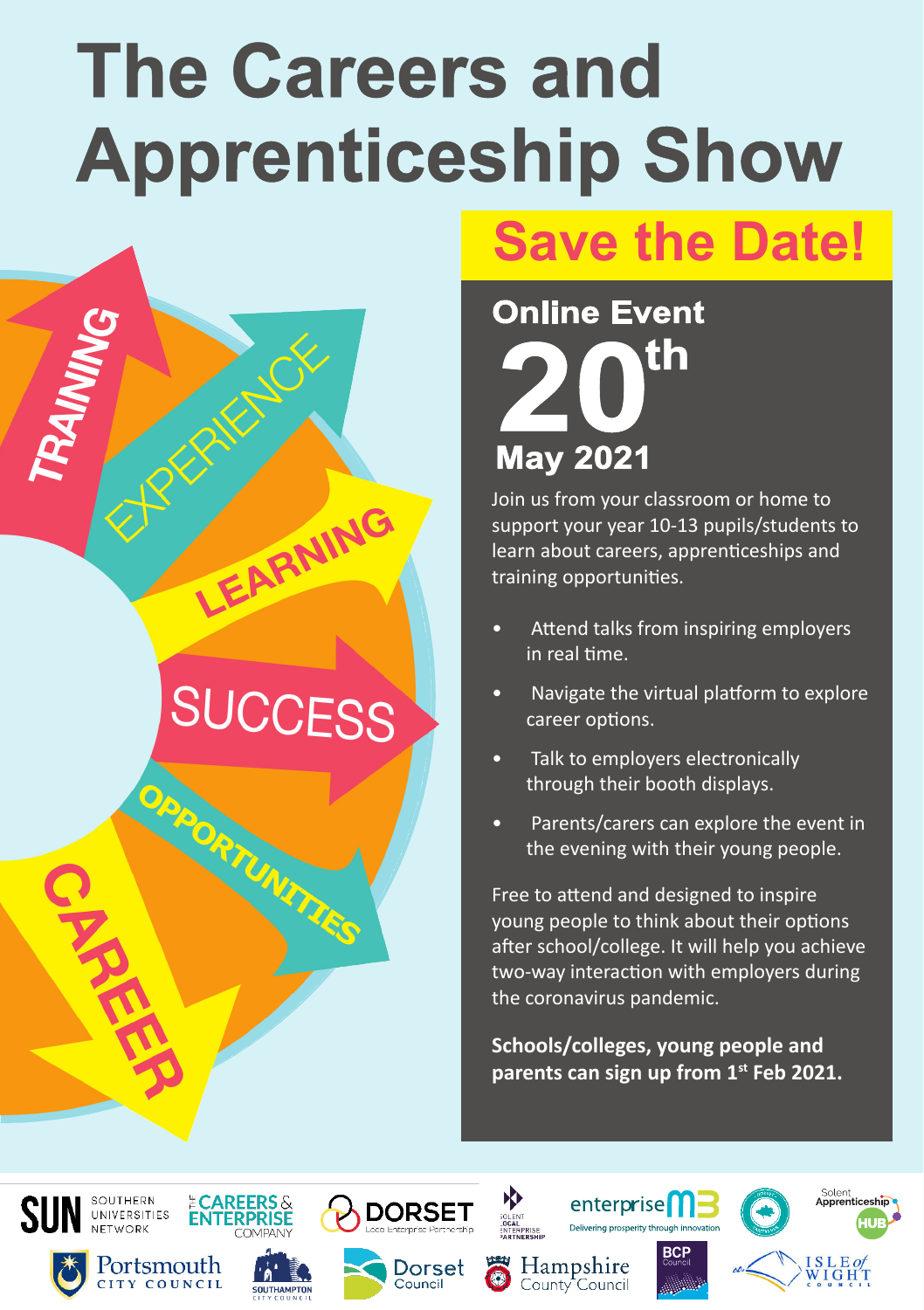# The Careers and Apprenticeship Show

## Save the Date!

### Online Event

# 20th May 2021

Join us from your classroom or home to support your year 10-13 pupils/students to learn about careers, apprenticeships and training opportunities.

- Attend talks from inspiring employers in real time.
- Navigate the virtual platform to explore career options.
- Talk to employers electronically through their booth displays.
- Parents/carers can explore the event in the evening with their young people.

Free to attend and designed to inspire young people to think about their options after school/college. It will help you achieve two-way interaction with employers during the coronavirus pandemic.

**Schools/colleges, young people and parents can sign up from 1st Feb 2021.**

TRAINING
EXPERIENCE
LEARNING
SUCCESS
OPPORTUNITIES
CAREER

SUN Southern Universities Network
The Careers & Enterprise Company
Dorset Local Enterprise Partnership
Solent Local Enterprise Partnership
enterprise M3 — Delivering prosperity through innovation
Solent Apprenticeship Hub
Portsmouth City Council
Southampton City Council
Dorset Council
Hampshire County Council
BCP Council
Isle of Wight Council